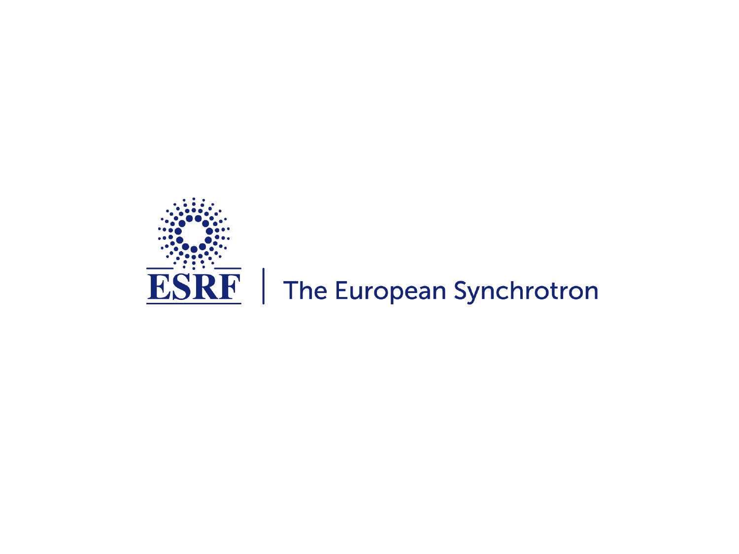ESRF | The European Synchrotron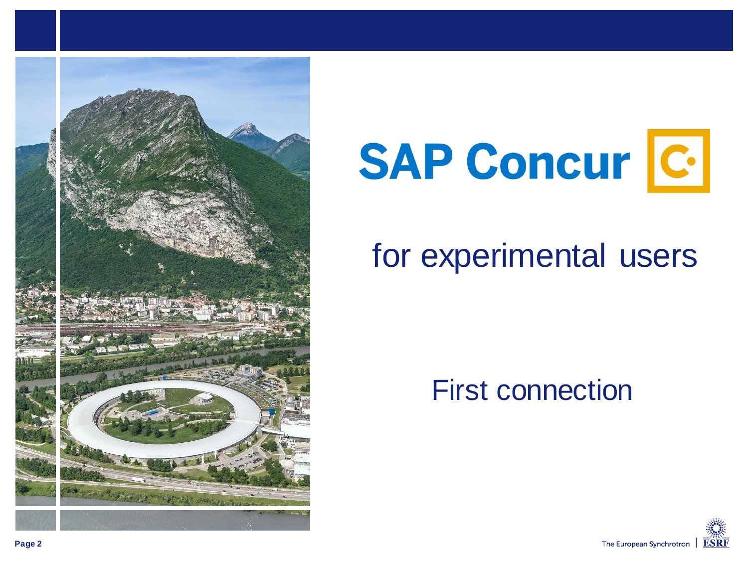# SAP Concur

## for experimental users

### First connection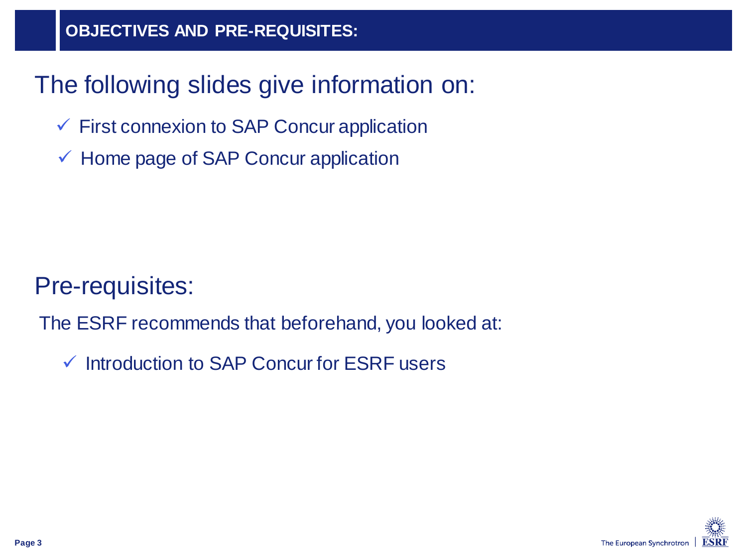# OBJECTIVES AND PRE-REQUISITES:

## The following slides give information on:

- ✓ First connexion to SAP Concur application
- ✓ Home page of SAP Concur application

## Pre-requisites:

The ESRF recommends that beforehand, you looked at:

- ✓ Introduction to SAP Concur for ESRF users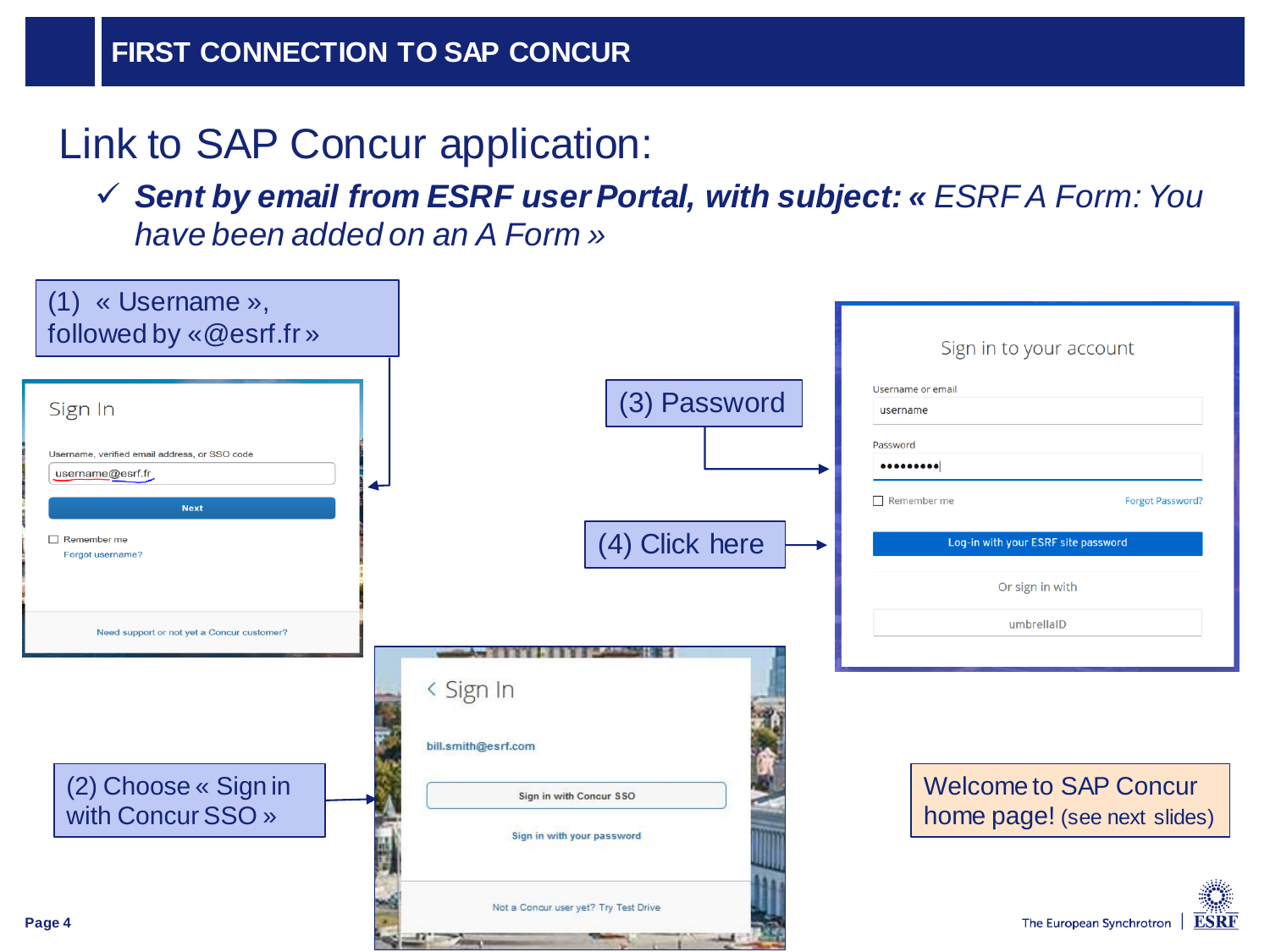# FIRST CONNECTION TO SAP CONCUR

## Link to SAP Concur application:

✓ ***Sent by email from ESRF user Portal, with subject: «*** *ESRF A Form: You have been added on an A Form »*

(1) « Username », followed by «@esrf.fr »

Sign In

Username, verified email address, or SSO code

username@esrf.fr

Next

Remember me

Forgot username?

Need support or not yet a Concur customer?

(2) Choose « Sign in with Concur SSO »

‹ Sign In

bill.smith@esrf.com

Sign in with Concur SSO

Sign in with your password

Not a Concur user yet? Try Test Drive

(3) Password

(4) Click here

Sign in to your account

Username or email

username

Password

Remember me

Forgot Password?

Log-in with your ESRF site password

Or sign in with

umbrellaID

Welcome to SAP Concur home page! (see next slides)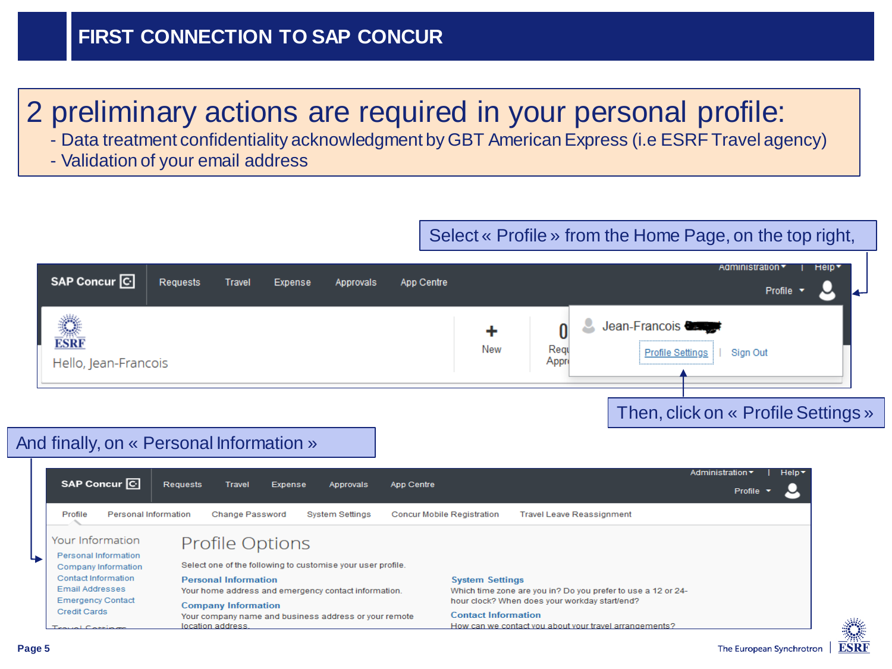# FIRST CONNECTION TO SAP CONCUR

## 2 preliminary actions are required in your personal profile:

- Data treatment confidentiality acknowledgment by GBT American Express (i.e ESRF Travel agency)
- Validation of your email address

Select « Profile » from the Home Page, on the top right,

Then, click on « Profile Settings »

And finally, on « Personal Information »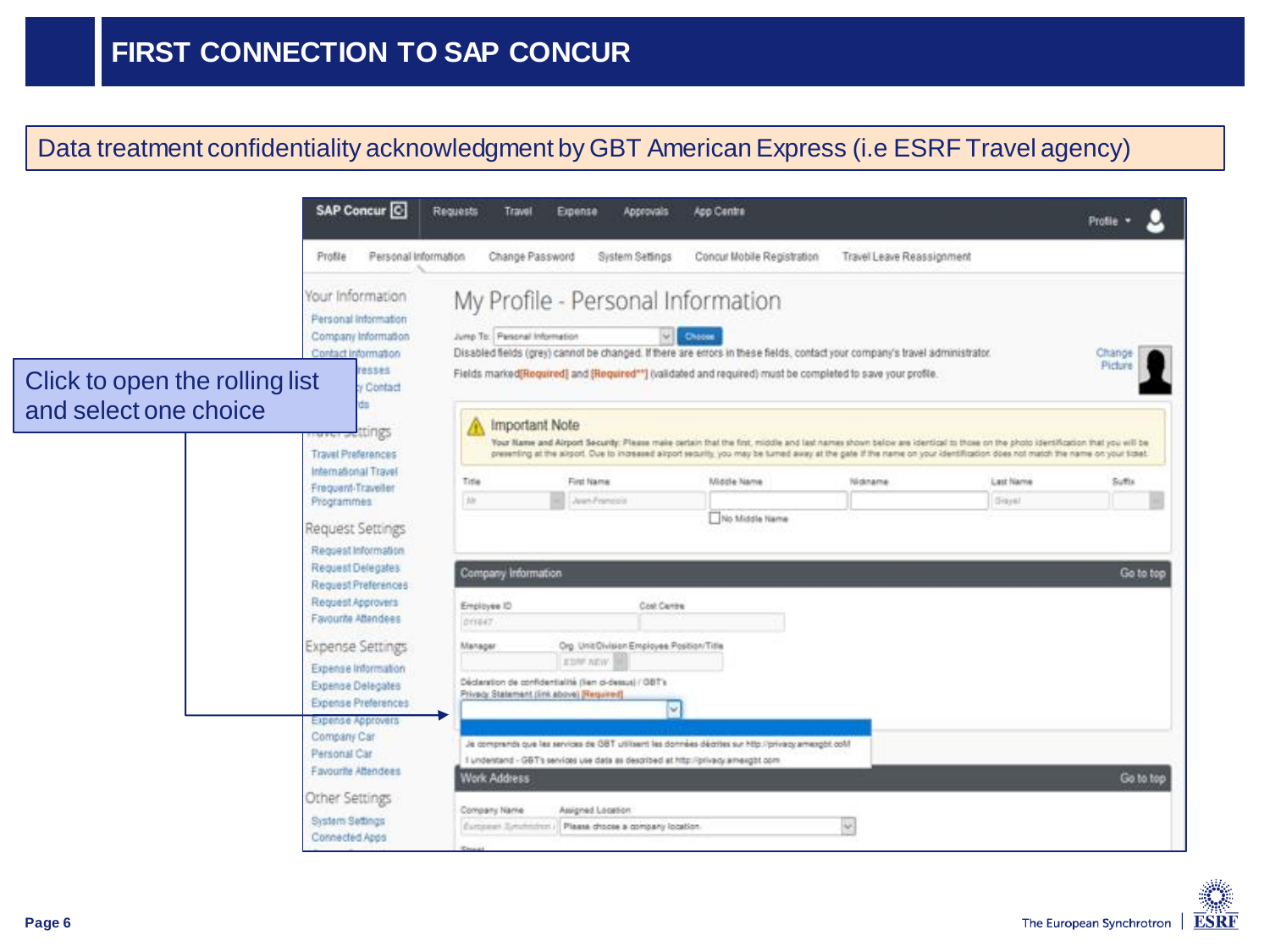# FIRST CONNECTION TO SAP CONCUR

Data treatment confidentiality acknowledgment by GBT American Express (i.e ESRF Travel agency)

Click to open the rolling list and select one choice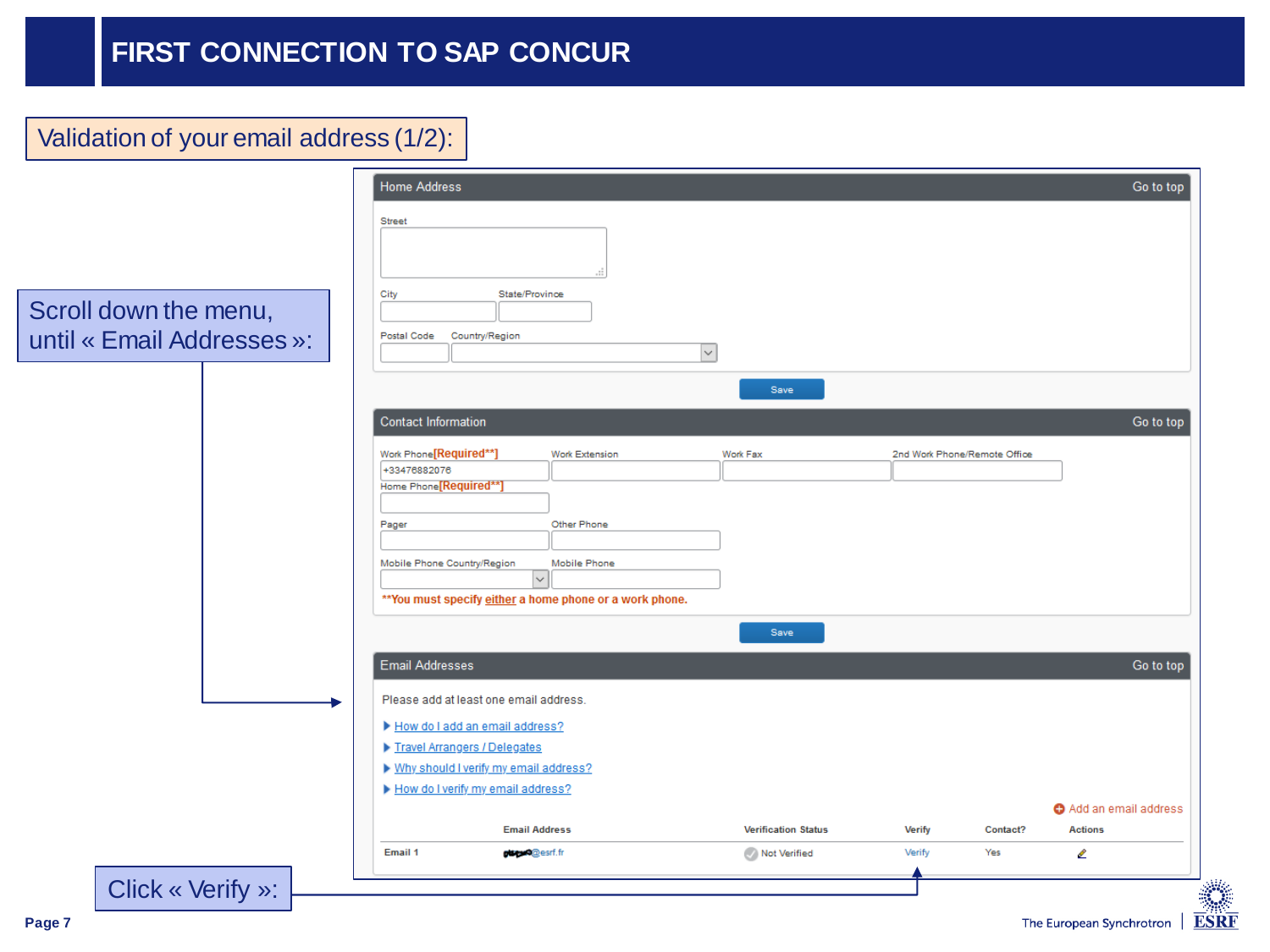# FIRST CONNECTION TO SAP CONCUR

## Validation of your email address (1/2):

Scroll down the menu, until « Email Addresses »:

**Home Address** — Go to top

Street

City | State/Province

Postal Code | Country/Region

Save

**Contact Information** — Go to top

Work Phone[Required**] | Work Extension | Work Fax | 2nd Work Phone/Remote Office

+33476882076

Home Phone[Required**]

Pager | Other Phone

Mobile Phone Country/Region | Mobile Phone

**You must specify either a home phone or a work phone.

Save

**Email Addresses** — Go to top

Please add at least one email address.

- How do I add an email address?
- Travel Arrangers / Delegates
- Why should I verify my email address?
- How do I verify my email address?

Add an email address

| | Email Address | Verification Status | Verify | Contact? | Actions |
|---|---|---|---|---|---|
| Email 1 | @esrf.fr | Not Verified | Verify | Yes | |

Click « Verify »: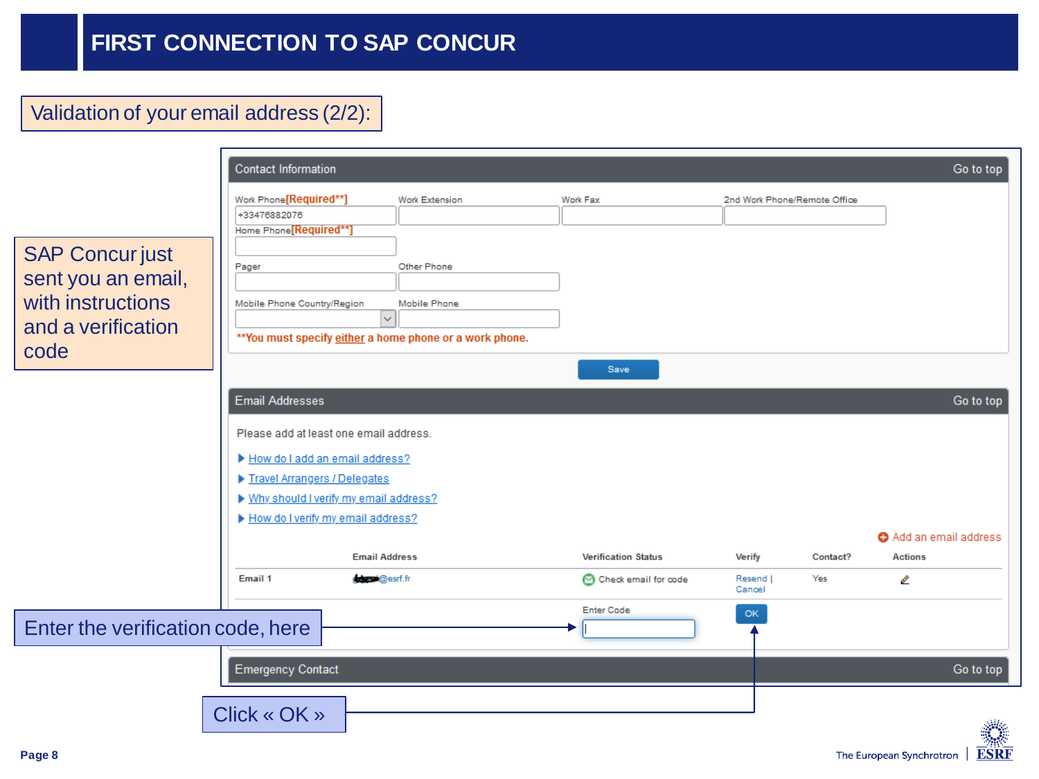# FIRST CONNECTION TO SAP CONCUR

## Validation of your email address (2/2):

SAP Concur just sent you an email, with instructions and a verification code

**Contact Information** — Go to top

Work Phone[Required**] — +33476882076

Work Extension

Work Fax

2nd Work Phone/Remote Office

Home Phone[Required**]

Pager

Other Phone

Mobile Phone Country/Region

Mobile Phone

**You must specify either a home phone or a work phone.

Save

**Email Addresses** — Go to top

Please add at least one email address.

- How do I add an email address?
- Travel Arrangers / Delegates
- Why should I verify my email address?
- How do I verify my email address?

Add an email address

| | Email Address | Verification Status | Verify | Contact? | Actions |
|---|---|---|---|---|---|
| Email 1 | @esrf.fr | Check email for code | Resend \| Cancel | Yes | |

Enter Code — OK

**Emergency Contact** — Go to top

Enter the verification code, here

Click « OK »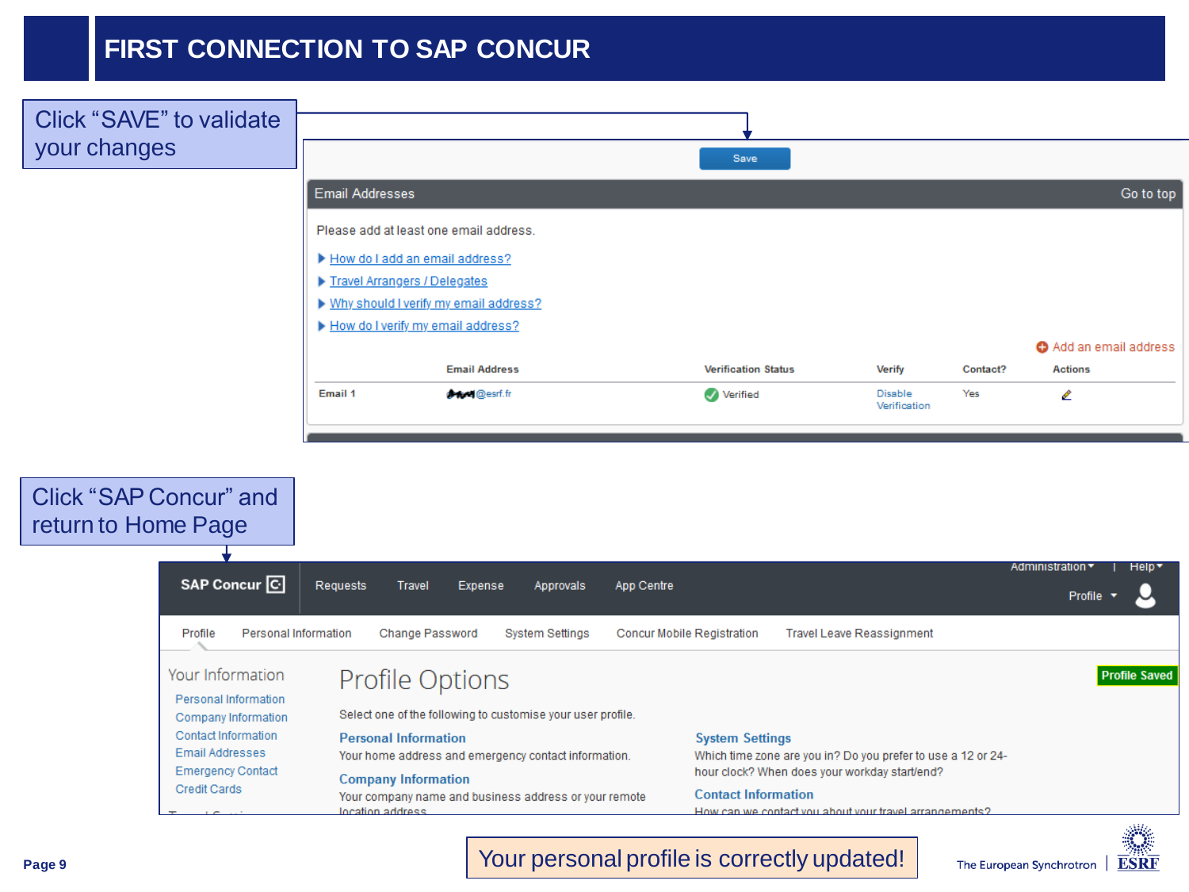# FIRST CONNECTION TO SAP CONCUR

Click “SAVE” to validate your changes

Save

Email Addresses — Go to top

Please add at least one email address.

- How do I add an email address?
- Travel Arrangers / Delegates
- Why should I verify my email address?
- How do I verify my email address?

Add an email address

| | Email Address | Verification Status | Verify | Contact? | Actions |
|---|---|---|---|---|---|
| Email 1 | @esrf.fr | Verified | Disable Verification | Yes | |

Click “SAP Concur” and return to Home Page

SAP Concur | Requests | Travel | Expense | Approvals | App Centre | Administration | Help | Profile

Profile | Personal Information | Change Password | System Settings | Concur Mobile Registration | Travel Leave Reassignment

Your Information
- Personal Information
- Company Information
- Contact Information
- Email Addresses
- Emergency Contact
- Credit Cards

Profile Options — Profile Saved

Select one of the following to customise your user profile.

**Personal Information**
Your home address and emergency contact information.

**Company Information**
Your company name and business address or your remote location address.

**System Settings**
Which time zone are you in? Do you prefer to use a 12 or 24-hour clock? When does your workday start/end?

**Contact Information**
How can we contact you about your travel arrangements?

Your personal profile is correctly updated!

The European Synchrotron | ESRF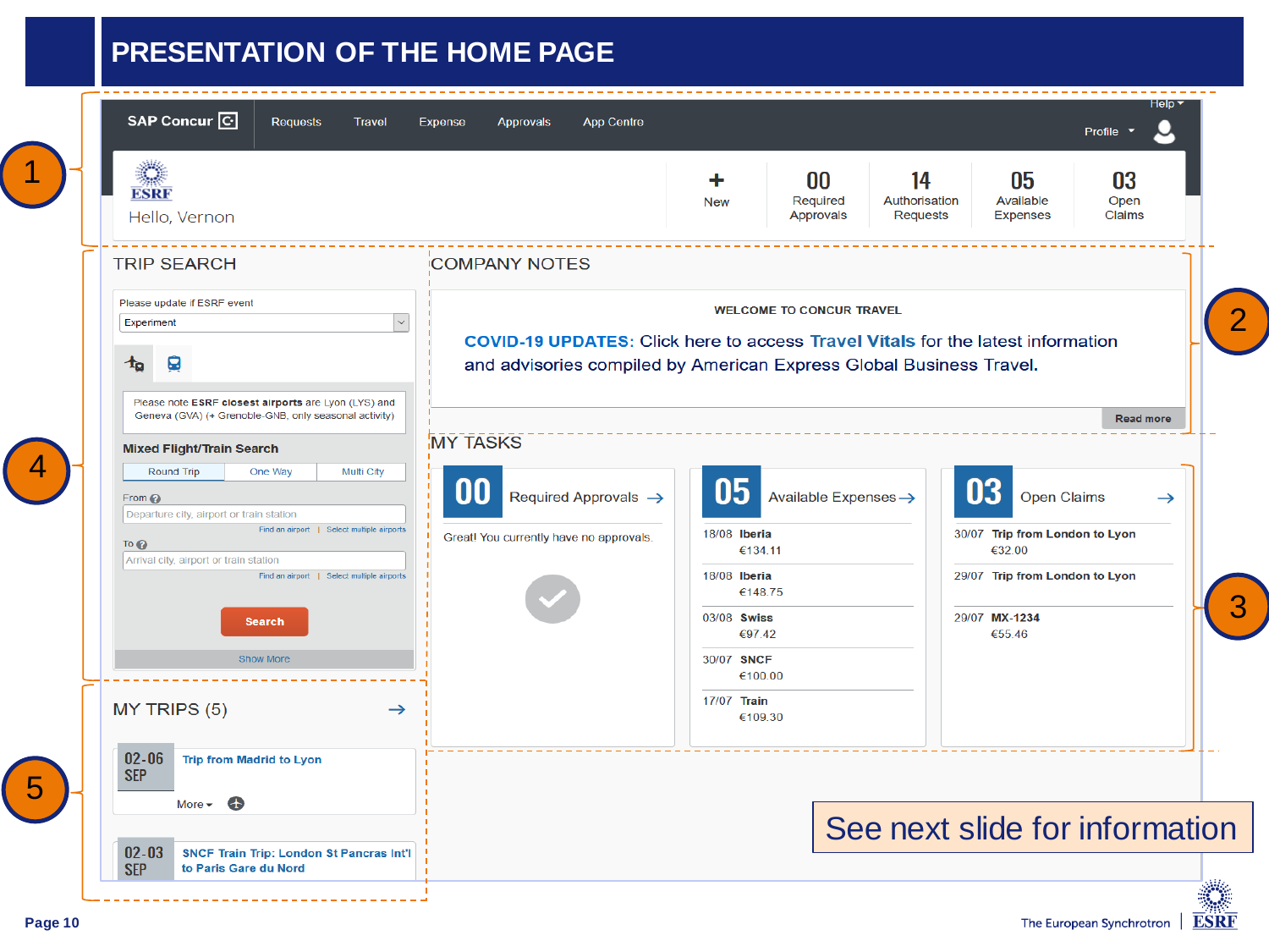# PRESENTATION OF THE HOME PAGE

1

SAP Concur | Requests | Travel | Expense | Approvals | App Centre | Help | Profile

ESRF

Hello, Vernon

| + New | 00 Required Approvals | 14 Authorisation Requests | 05 Available Expenses | 03 Open Claims |
|---|---|---|---|---|

4

## TRIP SEARCH

Please update if ESRF event

Experiment

Please note **ESRF closest airports** are Lyon (LYS) and Geneva (GVA) (+ Grenoble-GNB, only seasonal activity)

**Mixed Flight/Train Search**

Round Trip | One Way | Multi City

From

Departure city, airport or train station

Find an airport | Select multiple airports

To

Arrival city, airport or train station

Find an airport | Select multiple airports

Search

Show More

2

## COMPANY NOTES

**WELCOME TO CONCUR TRAVEL**

**COVID-19 UPDATES:** Click here to access **Travel Vitals** for the latest information and advisories compiled by American Express Global Business Travel.

Read more

3

## MY TASKS

**00** Required Approvals →

Great! You currently have no approvals.

**05** Available Expenses →

- 18/08 **Iberia** €134.11
- 18/08 **Iberia** €148.75
- 03/08 **Swiss** €97.42
- 30/07 **SNCF** €100.00
- 17/07 **Train** €109.30

**03** Open Claims →

- 30/07 **Trip from London to Lyon** €32.00
- 29/07 **Trip from London to Lyon**
- 29/07 **MX-1234** €55.46

5

## MY TRIPS (5) →

- 02-06 SEP — **Trip from Madrid to Lyon** — More
- 02-03 SEP — **SNCF Train Trip: London St Pancras Int'l to Paris Gare du Nord**

See next slide for information

The European Synchrotron | ESRF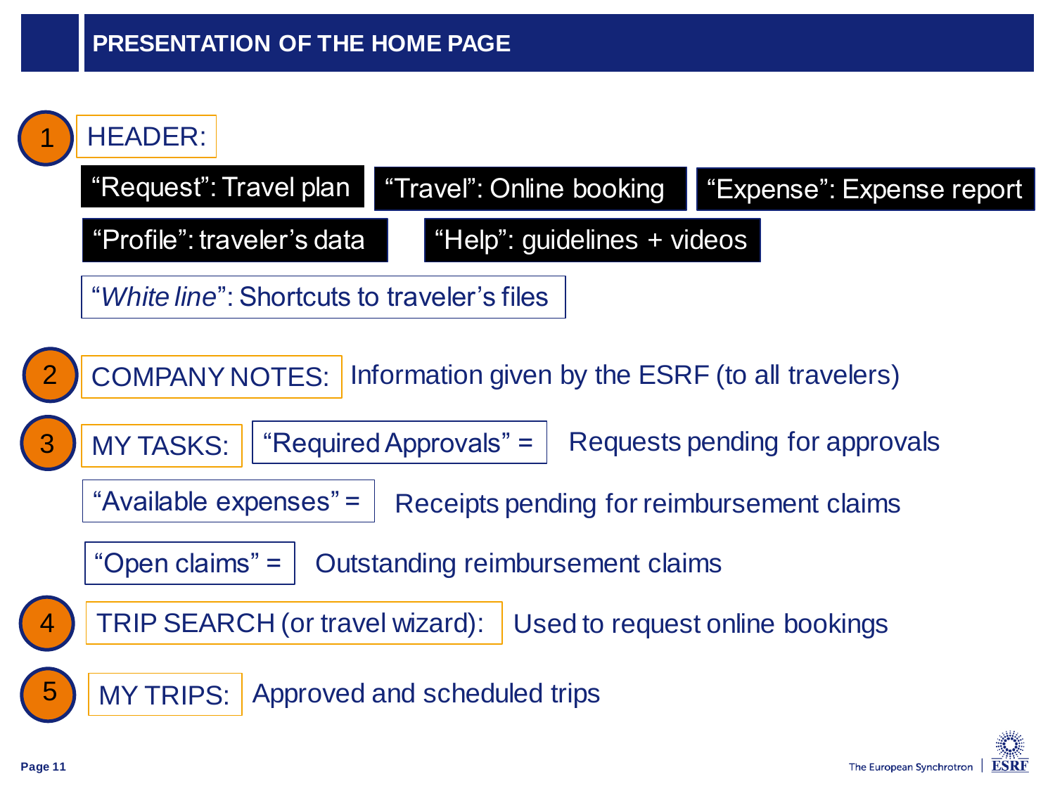# PRESENTATION OF THE HOME PAGE

1. HEADER:
   - "Request": Travel plan
   - "Travel": Online booking
   - "Expense": Expense report
   - "Profile": traveler's data
   - "Help": guidelines + videos
   - "*White line*": Shortcuts to traveler's files

2. COMPANY NOTES: Information given by the ESRF (to all travelers)

3. MY TASKS:
   - "Required Approvals" = Requests pending for approvals
   - "Available expenses" = Receipts pending for reimbursement claims
   - "Open claims" = Outstanding reimbursement claims

4. TRIP SEARCH (or travel wizard): Used to request online bookings

5. MY TRIPS: Approved and scheduled trips